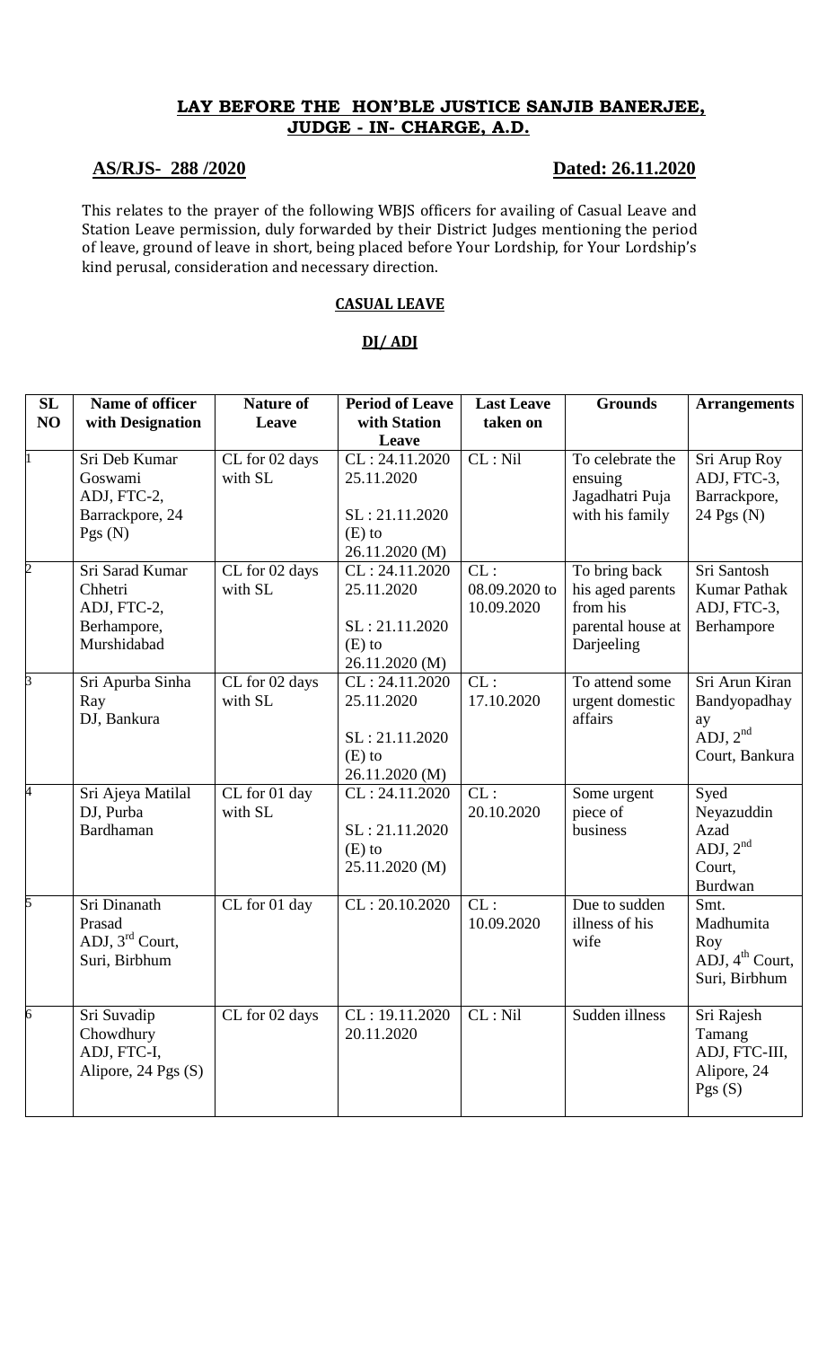**LAY BEFORE THE HON'BLE JUSTICE SANJIB BANERJEE, JUDGE - IN- CHARGE, A.D.**

**AS/RJS- 288 /2020** **Dated: 26.11.2020**

This relates to the prayer of the following WBJS officers for availing of Casual Leave and Station Leave permission, duly forwarded by their District Judges mentioning the period of leave, ground of leave in short, being placed before Your Lordship, for Your Lordship's kind perusal, consideration and necessary direction.

**CASUAL LEAVE**

**DJ/ ADJ**

| SL NO | Name of officer with Designation | Nature of Leave | Period of Leave with Station Leave | Last Leave taken on | Grounds | Arrangements |
|---|---|---|---|---|---|---|
| 1 | Sri Deb Kumar Goswami ADJ, FTC-2, Barrackpore, 24 Pgs (N) | CL for 02 days with SL | CL : 24.11.2020 25.11.2020<br>SL : 21.11.2020 (E) to 26.11.2020 (M) | CL : Nil | To celebrate the ensuing Jagadhatri Puja with his family | Sri Arup Roy ADJ, FTC-3, Barrackpore, 24 Pgs (N) |
| 2 | Sri Sarad Kumar Chhetri ADJ, FTC-2, Berhampore, Murshidabad | CL for 02 days with SL | CL : 24.11.2020 25.11.2020<br>SL : 21.11.2020 (E) to 26.11.2020 (M) | CL : 08.09.2020 to 10.09.2020 | To bring back his aged parents from his parental house at Darjeeling | Sri Santosh Kumar Pathak ADJ, FTC-3, Berhampore |
| 3 | Sri Apurba Sinha Ray DJ, Bankura | CL for 02 days with SL | CL : 24.11.2020 25.11.2020<br>SL : 21.11.2020 (E) to 26.11.2020 (M) | CL : 17.10.2020 | To attend some urgent domestic affairs | Sri Arun Kiran Bandyopadhyay ADJ, 2nd Court, Bankura |
| 4 | Sri Ajeya Matilal DJ, Purba Bardhaman | CL for 01 day with SL | CL : 24.11.2020<br>SL : 21.11.2020 (E) to 25.11.2020 (M) | CL : 20.10.2020 | Some urgent piece of business | Syed Neyazuddin Azad ADJ, 2nd Court, Burdwan |
| 5 | Sri Dinanath Prasad ADJ, 3rd Court, Suri, Birbhum | CL for 01 day | CL : 20.10.2020 | CL : 10.09.2020 | Due to sudden illness of his wife | Smt. Madhumita Roy ADJ, 4th Court, Suri, Birbhum |
| 6 | Sri Suvadip Chowdhury ADJ, FTC-I, Alipore, 24 Pgs (S) | CL for 02 days | CL : 19.11.2020 20.11.2020 | CL : Nil | Sudden illness | Sri Rajesh Tamang ADJ, FTC-III, Alipore, 24 Pgs (S) |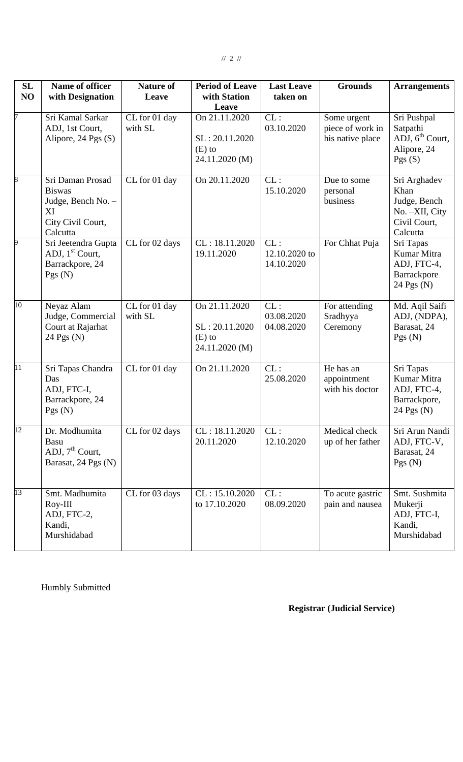| SL NO | Name of officer with Designation | Nature of Leave | Period of Leave with Station Leave | Last Leave taken on | Grounds | Arrangements |
|---|---|---|---|---|---|---|
| 7 | Sri Kamal Sarkar ADJ, 1st Court, Alipore, 24 Pgs (S) | CL for 01 day with SL | On 21.11.2020 SL : 20.11.2020 (E) to 24.11.2020 (M) | CL : 03.10.2020 | Some urgent piece of work in his native place | Sri Pushpal Satpathi ADJ, 6th Court, Alipore, 24 Pgs (S) |
| 8 | Sri Daman Prosad Biswas Judge, Bench No. – XI City Civil Court, Calcutta | CL for 01 day | On 20.11.2020 | CL : 15.10.2020 | Due to some personal business | Sri Arghadev Khan Judge, Bench No. –XII, City Civil Court, Calcutta |
| 9 | Sri Jeetendra Gupta ADJ, 1st Court, Barrackpore, 24 Pgs (N) | CL for 02 days | CL : 18.11.2020 19.11.2020 | CL : 12.10.2020 to 14.10.2020 | For Chhat Puja | Sri Tapas Kumar Mitra ADJ, FTC-4, Barrackpore 24 Pgs (N) |
| 10 | Neyaz Alam Judge, Commercial Court at Rajarhat 24 Pgs (N) | CL for 01 day with SL | On 21.11.2020 SL : 20.11.2020 (E) to 24.11.2020 (M) | CL : 03.08.2020 04.08.2020 | For attending Sradhyya Ceremony | Md. Aqil Saifi ADJ, (NDPA), Barasat, 24 Pgs (N) |
| 11 | Sri Tapas Chandra Das ADJ, FTC-I, Barrackpore, 24 Pgs (N) | CL for 01 day | On 21.11.2020 | CL : 25.08.2020 | He has an appointment with his doctor | Sri Tapas Kumar Mitra ADJ, FTC-4, Barrackpore, 24 Pgs (N) |
| 12 | Dr. Modhumita Basu ADJ, 7th Court, Barasat, 24 Pgs (N) | CL for 02 days | CL : 18.11.2020 20.11.2020 | CL : 12.10.2020 | Medical check up of her father | Sri Arun Nandi ADJ, FTC-V, Barasat, 24 Pgs (N) |
| 13 | Smt. Madhumita Roy-III ADJ, FTC-2, Kandi, Murshidabad | CL for 03 days | CL : 15.10.2020 to 17.10.2020 | CL : 08.09.2020 | To acute gastric pain and nausea | Smt. Sushmita Mukerji ADJ, FTC-I, Kandi, Murshidabad |

Humbly Submitted

**Registrar (Judicial Service)**